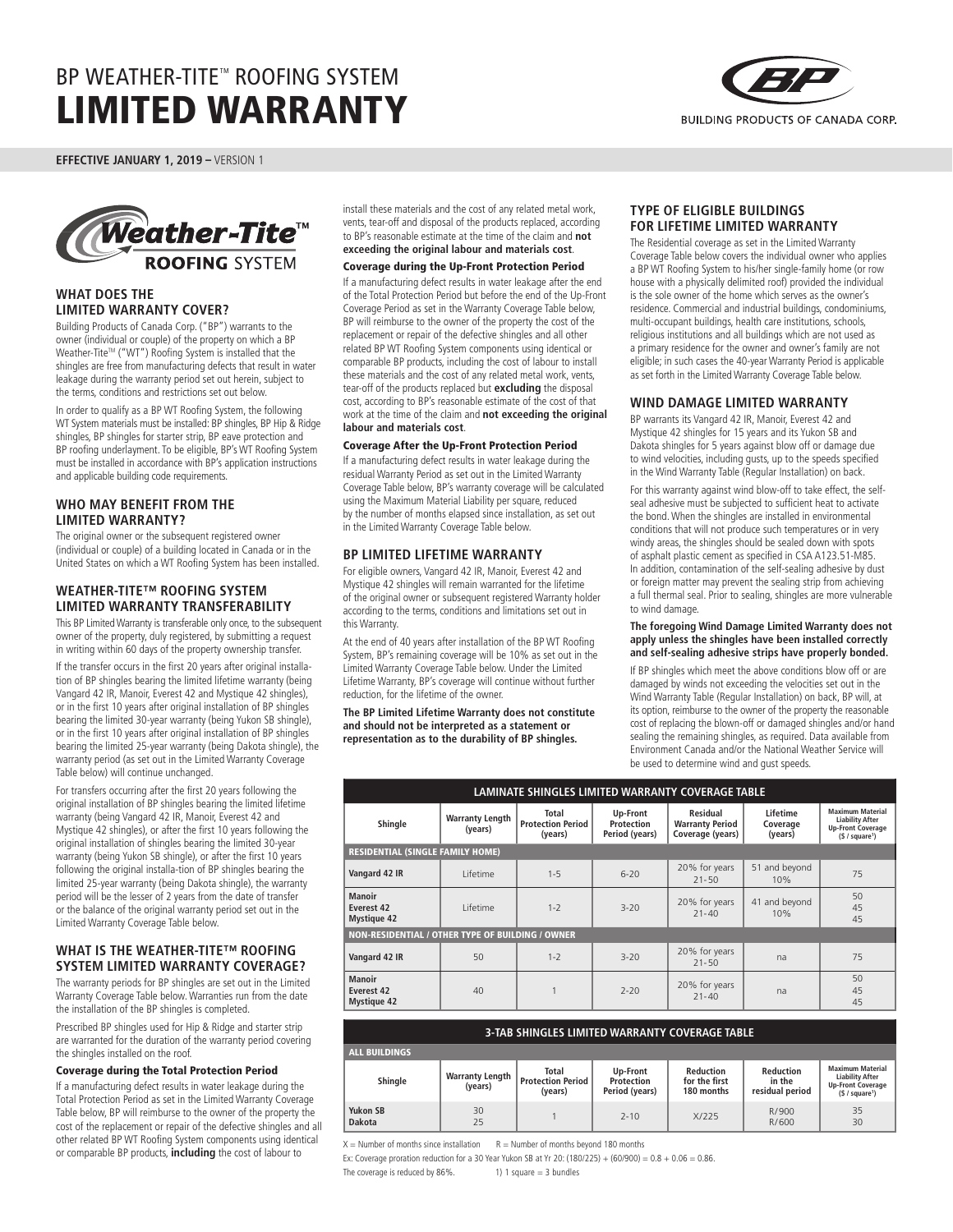# BP WEATHER-TITE™ ROOFING SYSTEM
# LIMITED WARRANTY

BUILDING PRODUCTS OF CANADA CORP.

**EFFECTIVE JANUARY 1, 2019 –** VERSION 1

Weather-Tite™ ROOFING SYSTEM

## WHAT DOES THE LIMITED WARRANTY COVER?

Building Products of Canada Corp. ("BP") warrants to the owner (individual or couple) of the property on which a BP Weather-Tite™ ("WT") Roofing System is installed that the shingles are free from manufacturing defects that result in water leakage during the warranty period set out herein, subject to the terms, conditions and restrictions set out below.

In order to qualify as a BP WT Roofing System, the following WT System materials must be installed: BP shingles, BP Hip & Ridge shingles, BP shingles for starter strip, BP eave protection and BP roofing underlayment. To be eligible, BP's WT Roofing System must be installed in accordance with BP's application instructions and applicable building code requirements.

## WHO MAY BENEFIT FROM THE LIMITED WARRANTY?

The original owner or the subsequent registered owner (individual or couple) of a building located in Canada or in the United States on which a WT Roofing System has been installed.

## WEATHER-TITE™ ROOFING SYSTEM LIMITED WARRANTY TRANSFERABILITY

This BP Limited Warranty is transferable only once, to the subsequent owner of the property, duly registered, by submitting a request in writing within 60 days of the property ownership transfer.

If the transfer occurs in the first 20 years after original installation of BP shingles bearing the limited lifetime warranty (being Vangard 42 IR, Manoir, Everest 42 and Mystique 42 shingles), or in the first 10 years after original installation of BP shingles bearing the limited 30-year warranty (being Yukon SB shingle), or in the first 10 years after original installation of BP shingles bearing the limited 25-year warranty (being Dakota shingle), the warranty period (as set out in the Limited Warranty Coverage Table below) will continue unchanged.

For transfers occurring after the first 20 years following the original installation of BP shingles bearing the limited lifetime warranty (being Vangard 42 IR, Manoir, Everest 42 and Mystique 42 shingles), or after the first 10 years following the original installation of shingles bearing the limited 30-year warranty (being Yukon SB shingle), or after the first 10 years following the original installa-tion of BP shingles bearing the limited 25-year warranty (being Dakota shingle), the warranty period will be the lesser of 2 years from the date of transfer or the balance of the original warranty period set out in the Limited Warranty Coverage Table below.

## WHAT IS THE WEATHER-TITE™ ROOFING SYSTEM LIMITED WARRANTY COVERAGE?

The warranty periods for BP shingles are set out in the Limited Warranty Coverage Table below. Warranties run from the date the installation of the BP shingles is completed.

Prescribed BP shingles used for Hip & Ridge and starter strip are warranted for the duration of the warranty period covering the shingles installed on the roof.

### Coverage during the Total Protection Period

If a manufacturing defect results in water leakage during the Total Protection Period as set in the Limited Warranty Coverage Table below, BP will reimburse to the owner of the property the cost of the replacement or repair of the defective shingles and all other related BP WT Roofing System components using identical or comparable BP products, **including** the cost of labour to install these materials and the cost of any related metal work, vents, tear-off and disposal of the products replaced, according to BP's reasonable estimate at the time of the claim and **not exceeding the original labour and materials cost**.

### Coverage during the Up-Front Protection Period

If a manufacturing defect results in water leakage after the end of the Total Protection Period but before the end of the Up-Front Coverage Period as set in the Warranty Coverage Table below, BP will reimburse to the owner of the property the cost of the replacement or repair of the defective shingles and all other related BP WT Roofing System components using identical or comparable BP products, including the cost of labour to install these materials and the cost of any related metal work, vents, tear-off of the products replaced but **excluding** the disposal cost, according to BP's reasonable estimate of the cost of that work at the time of the claim and **not exceeding the original labour and materials cost**.

### Coverage After the Up-Front Protection Period

If a manufacturing defect results in water leakage during the residual Warranty Period as set out in the Limited Warranty Coverage Table below, BP's warranty coverage will be calculated using the Maximum Material Liability per square, reduced by the number of months elapsed since installation, as set out in the Limited Warranty Coverage Table below.

## BP LIMITED LIFETIME WARRANTY

For eligible owners, Vangard 42 IR, Manoir, Everest 42 and Mystique 42 shingles will remain warranted for the lifetime of the original owner or subsequent registered Warranty holder according to the terms, conditions and limitations set out in this Warranty.

At the end of 40 years after installation of the BP WT Roofing System, BP's remaining coverage will be 10% as set out in the Limited Warranty Coverage Table below. Under the Limited Lifetime Warranty, BP's coverage will continue without further reduction, for the lifetime of the owner.

**The BP Limited Lifetime Warranty does not constitute and should not be interpreted as a statement or representation as to the durability of BP shingles.**

## TYPE OF ELIGIBLE BUILDINGS FOR LIFETIME LIMITED WARRANTY

The Residential coverage as set in the Limited Warranty Coverage Table below covers the individual owner who applies a BP WT Roofing System to his/her single-family home (or row house with a physically delimited roof) provided the individual is the sole owner of the home which serves as the owner's residence. Commercial and industrial buildings, condominiums, multi-occupant buildings, health care institutions, schools, religious institutions and all buildings which are not used as a primary residence for the owner and owner's family are not eligible; in such cases the 40-year Warranty Period is applicable as set forth in the Limited Warranty Coverage Table below.

## WIND DAMAGE LIMITED WARRANTY

BP warrants its Vangard 42 IR, Manoir, Everest 42 and Mystique 42 shingles for 15 years and its Yukon SB and Dakota shingles for 5 years against blow off or damage due to wind velocities, including gusts, up to the speeds specified in the Wind Warranty Table (Regular Installation) on back.

For this warranty against wind blow-off to take effect, the self-seal adhesive must be subjected to sufficient heat to activate the bond. When the shingles are installed in environmental conditions that will not produce such temperatures or in very windy areas, the shingles should be sealed down with spots of asphalt plastic cement as specified in CSA A123.51-M85. In addition, contamination of the self-sealing adhesive by dust or foreign matter may prevent the sealing strip from achieving a full thermal seal. Prior to sealing, shingles are more vulnerable to wind damage.

**The foregoing Wind Damage Limited Warranty does not apply unless the shingles have been installed correctly and self-sealing adhesive strips have properly bonded.**

If BP shingles which meet the above conditions blow off or are damaged by winds not exceeding the velocities set out in the Wind Warranty Table (Regular Installation) on back, BP will, at its option, reimburse to the owner of the property the reasonable cost of replacing the blown-off or damaged shingles and/or hand sealing the remaining shingles, as required. Data available from Environment Canada and/or the National Weather Service will be used to determine wind and gust speeds.

### LAMINATE SHINGLES LIMITED WARRANTY COVERAGE TABLE

| Shingle | Warranty Length (years) | Total Protection Period (years) | Up-Front Protection Period (years) | Residual Warranty Period Coverage (years) | Lifetime Coverage (years) | Maximum Material Liability After Up-Front Coverage ($ / square[1]) |
|---|---|---|---|---|---|---|
| **RESIDENTIAL (SINGLE FAMILY HOME)** | | | | | | |
| **Vangard 42 IR** | Lifetime | 1-5 | 6-20 | 20% for years 21-50 | 51 and beyond 10% | 75 |
| **Manoir**<br>**Everest 42**<br>**Mystique 42** | Lifetime | 1-2 | 3-20 | 20% for years 21-40 | 41 and beyond 10% | 50<br>45<br>45 |
| **NON-RESIDENTIAL / OTHER TYPE OF BUILDING / OWNER** | | | | | | |
| **Vangard 42 IR** | 50 | 1-2 | 3-20 | 20% for years 21-50 | na | 75 |
| **Manoir**<br>**Everest 42**<br>**Mystique 42** | 40 | 1 | 2-20 | 20% for years 21-40 | na | 50<br>45<br>45 |

### 3-TAB SHINGLES LIMITED WARRANTY COVERAGE TABLE

| Shingle | Warranty Length (years) | Total Protection Period (years) | Up-Front Protection Period (years) | Reduction for the first 180 months | Reduction in the residual period | Maximum Material Liability After Up-Front Coverage ($ / square[1]) |
|---|---|---|---|---|---|---|
| **ALL BUILDINGS** | | | | | | |
| **Yukon SB**<br>**Dakota** | 30<br>25 | 1 | 2-10 | X/225 | R/900<br>R/600 | 35<br>30 |

X = Number of months since installation R = Number of months beyond 180 months

Ex: Coverage proration reduction for a 30 Year Yukon SB at Yr 20: (180/225) + (60/900) = 0.8 + 0.06 = 0.86.

The coverage is reduced by 86%. 1) 1 square = 3 bundles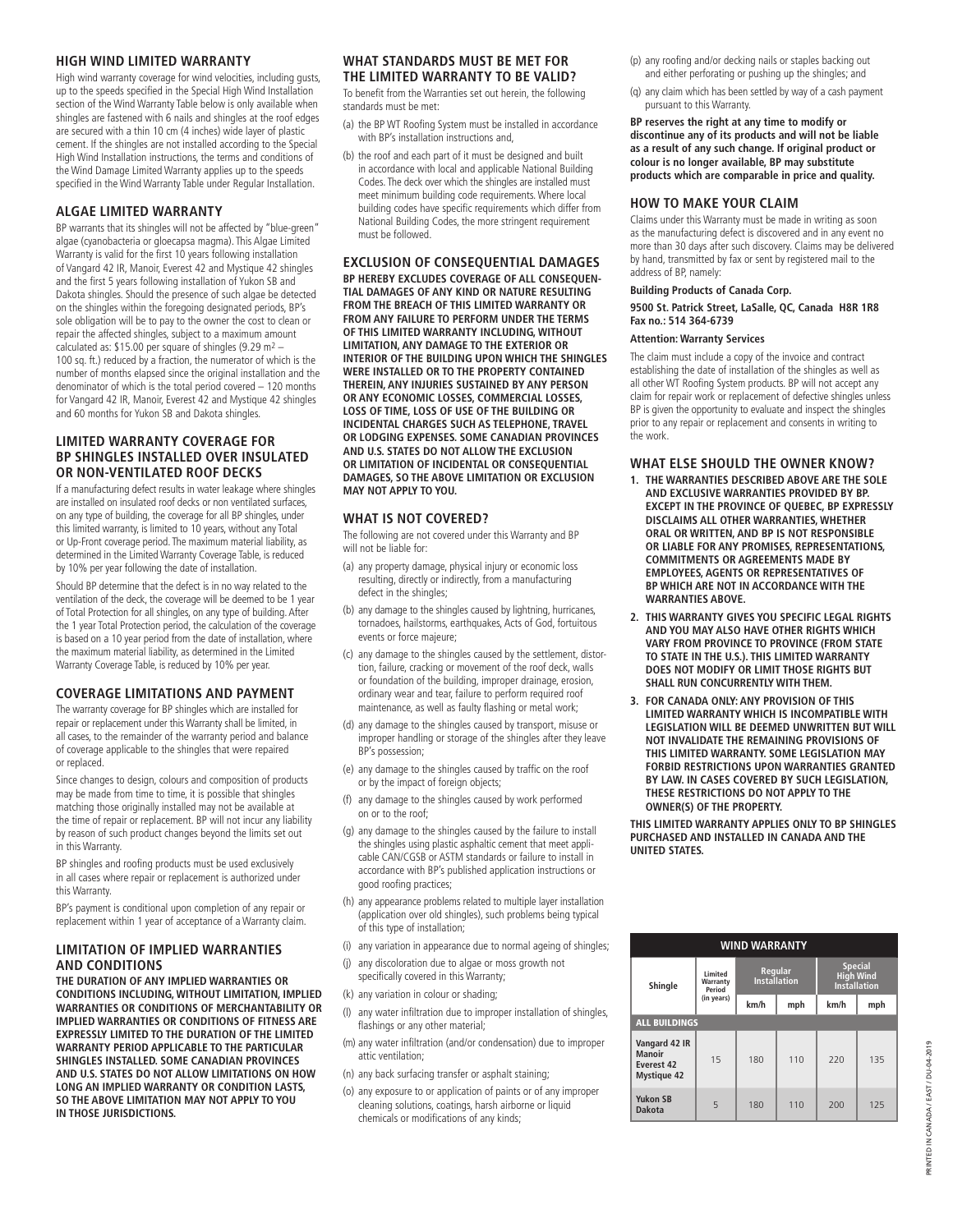## HIGH WIND LIMITED WARRANTY

High wind warranty coverage for wind velocities, including gusts, up to the speeds specified in the Special High Wind Installation section of the Wind Warranty Table below is only available when shingles are fastened with 6 nails and shingles at the roof edges are secured with a thin 10 cm (4 inches) wide layer of plastic cement. If the shingles are not installed according to the Special High Wind Installation instructions, the terms and conditions of the Wind Damage Limited Warranty applies up to the speeds specified in the Wind Warranty Table under Regular Installation.

## ALGAE LIMITED WARRANTY

BP warrants that its shingles will not be affected by "blue-green" algae (cyanobacteria or gloecapsa magma). This Algae Limited Warranty is valid for the first 10 years following installation of Vangard 42 IR, Manoir, Everest 42 and Mystique 42 shingles and the first 5 years following installation of Yukon SB and Dakota shingles. Should the presence of such algae be detected on the shingles within the foregoing designated periods, BP's sole obligation will be to pay to the owner the cost to clean or repair the affected shingles, subject to a maximum amount calculated as: \$15.00 per square of shingles (9.29 m² – 100 sq. ft.) reduced by a fraction, the numerator of which is the number of months elapsed since the original installation and the denominator of which is the total period covered – 120 months for Vangard 42 IR, Manoir, Everest 42 and Mystique 42 shingles and 60 months for Yukon SB and Dakota shingles.

## LIMITED WARRANTY COVERAGE FOR BP SHINGLES INSTALLED OVER INSULATED OR NON-VENTILATED ROOF DECKS

If a manufacturing defect results in water leakage where shingles are installed on insulated roof decks or non ventilated surfaces, on any type of building, the coverage for all BP shingles, under this limited warranty, is limited to 10 years, without any Total or Up-Front coverage period. The maximum material liability, as determined in the Limited Warranty Coverage Table, is reduced by 10% per year following the date of installation.

Should BP determine that the defect is in no way related to the ventilation of the deck, the coverage will be deemed to be 1 year of Total Protection for all shingles, on any type of building. After the 1 year Total Protection period, the calculation of the coverage is based on a 10 year period from the date of installation, where the maximum material liability, as determined in the Limited Warranty Coverage Table, is reduced by 10% per year.

## COVERAGE LIMITATIONS AND PAYMENT

The warranty coverage for BP shingles which are installed for repair or replacement under this Warranty shall be limited, in all cases, to the remainder of the warranty period and balance of coverage applicable to the shingles that were repaired or replaced.

Since changes to design, colours and composition of products may be made from time to time, it is possible that shingles matching those originally installed may not be available at the time of repair or replacement. BP will not incur any liability by reason of such product changes beyond the limits set out in this Warranty.

BP shingles and roofing products must be used exclusively in all cases where repair or replacement is authorized under this Warranty.

BP's payment is conditional upon completion of any repair or replacement within 1 year of acceptance of a Warranty claim.

## LIMITATION OF IMPLIED WARRANTIES AND CONDITIONS

**THE DURATION OF ANY IMPLIED WARRANTIES OR CONDITIONS INCLUDING, WITHOUT LIMITATION, IMPLIED WARRANTIES OR CONDITIONS OF MERCHANTABILITY OR IMPLIED WARRANTIES OR CONDITIONS OF FITNESS ARE EXPRESSLY LIMITED TO THE DURATION OF THE LIMITED WARRANTY PERIOD APPLICABLE TO THE PARTICULAR SHINGLES INSTALLED. SOME CANADIAN PROVINCES AND U.S. STATES DO NOT ALLOW LIMITATIONS ON HOW LONG AN IMPLIED WARRANTY OR CONDITION LASTS, SO THE ABOVE LIMITATION MAY NOT APPLY TO YOU IN THOSE JURISDICTIONS.**

## WHAT STANDARDS MUST BE MET FOR THE LIMITED WARRANTY TO BE VALID?

To benefit from the Warranties set out herein, the following standards must be met:

(a) the BP WT Roofing System must be installed in accordance with BP's installation instructions and,

(b) the roof and each part of it must be designed and built in accordance with local and applicable National Building Codes. The deck over which the shingles are installed must meet minimum building code requirements. Where local building codes have specific requirements which differ from National Building Codes, the more stringent requirement must be followed.

## EXCLUSION OF CONSEQUENTIAL DAMAGES

**BP HEREBY EXCLUDES COVERAGE OF ALL CONSEQUENTIAL DAMAGES OF ANY KIND OR NATURE RESULTING FROM THE BREACH OF THIS LIMITED WARRANTY OR FROM ANY FAILURE TO PERFORM UNDER THE TERMS OF THIS LIMITED WARRANTY INCLUDING, WITHOUT LIMITATION, ANY DAMAGE TO THE EXTERIOR OR INTERIOR OF THE BUILDING UPON WHICH THE SHINGLES WERE INSTALLED OR TO THE PROPERTY CONTAINED THEREIN, ANY INJURIES SUSTAINED BY ANY PERSON OR ANY ECONOMIC LOSSES, COMMERCIAL LOSSES, LOSS OF TIME, LOSS OF USE OF THE BUILDING OR INCIDENTAL CHARGES SUCH AS TELEPHONE, TRAVEL OR LODGING EXPENSES. SOME CANADIAN PROVINCES AND U.S. STATES DO NOT ALLOW THE EXCLUSION OR LIMITATION OF INCIDENTAL OR CONSEQUENTIAL DAMAGES, SO THE ABOVE LIMITATION OR EXCLUSION MAY NOT APPLY TO YOU.**

## WHAT IS NOT COVERED?

The following are not covered under this Warranty and BP will not be liable for:

(a) any property damage, physical injury or economic loss resulting, directly or indirectly, from a manufacturing defect in the shingles;

(b) any damage to the shingles caused by lightning, hurricanes, tornadoes, hailstorms, earthquakes, Acts of God, fortuitous events or force majeure;

(c) any damage to the shingles caused by the settlement, distortion, failure, cracking or movement of the roof deck, walls or foundation of the building, improper drainage, erosion, ordinary wear and tear, failure to perform required roof maintenance, as well as faulty flashing or metal work;

(d) any damage to the shingles caused by transport, misuse or improper handling or storage of the shingles after they leave BP's possession;

(e) any damage to the shingles caused by traffic on the roof or by the impact of foreign objects;

(f) any damage to the shingles caused by work performed on or to the roof;

(g) any damage to the shingles caused by the failure to install the shingles using plastic asphaltic cement that meet applicable CAN/CGSB or ASTM standards or failure to install in accordance with BP's published application instructions or good roofing practices;

(h) any appearance problems related to multiple layer installation (application over old shingles), such problems being typical of this type of installation;

(i) any variation in appearance due to normal ageing of shingles;

(j) any discoloration due to algae or moss growth not specifically covered in this Warranty;

(k) any variation in colour or shading;

(l) any water infiltration due to improper installation of shingles, flashings or any other material;

(m) any water infiltration (and/or condensation) due to improper attic ventilation;

(n) any back surfacing transfer or asphalt staining;

(o) any exposure to or application of paints or of any improper cleaning solutions, coatings, harsh airborne or liquid chemicals or modifications of any kinds;

(p) any roofing and/or decking nails or staples backing out and either perforating or pushing up the shingles; and

(q) any claim which has been settled by way of a cash payment pursuant to this Warranty.

**BP reserves the right at any time to modify or discontinue any of its products and will not be liable as a result of any such change. If original product or colour is no longer available, BP may substitute products which are comparable in price and quality.**

## HOW TO MAKE YOUR CLAIM

Claims under this Warranty must be made in writing as soon as the manufacturing defect is discovered and in any event no more than 30 days after such discovery. Claims may be delivered by hand, transmitted by fax or sent by registered mail to the address of BP, namely:

**Building Products of Canada Corp.**

**9500 St. Patrick Street, LaSalle, QC, Canada H8R 1R8**
**Fax no.: 514 364-6739**

**Attention: Warranty Services**

The claim must include a copy of the invoice and contract establishing the date of installation of the shingles as well as all other WT Roofing System products. BP will not accept any claim for repair work or replacement of defective shingles unless BP is given the opportunity to evaluate and inspect the shingles prior to any repair or replacement and consents in writing to the work.

## WHAT ELSE SHOULD THE OWNER KNOW?

1. **THE WARRANTIES DESCRIBED ABOVE ARE THE SOLE AND EXCLUSIVE WARRANTIES PROVIDED BY BP. EXCEPT IN THE PROVINCE OF QUEBEC, BP EXPRESSLY DISCLAIMS ALL OTHER WARRANTIES, WHETHER ORAL OR WRITTEN, AND BP IS NOT RESPONSIBLE OR LIABLE FOR ANY PROMISES, REPRESENTATIONS, COMMITMENTS OR AGREEMENTS MADE BY EMPLOYEES, AGENTS OR REPRESENTATIVES OF BP WHICH ARE NOT IN ACCORDANCE WITH THE WARRANTIES ABOVE.**
2. **THIS WARRANTY GIVES YOU SPECIFIC LEGAL RIGHTS AND YOU MAY ALSO HAVE OTHER RIGHTS WHICH VARY FROM PROVINCE TO PROVINCE (FROM STATE TO STATE IN THE U.S.). THIS LIMITED WARRANTY DOES NOT MODIFY OR LIMIT THOSE RIGHTS BUT SHALL RUN CONCURRENTLY WITH THEM.**
3. **FOR CANADA ONLY: ANY PROVISION OF THIS LIMITED WARRANTY WHICH IS INCOMPATIBLE WITH LEGISLATION WILL BE DEEMED UNWRITTEN BUT WILL NOT INVALIDATE THE REMAINING PROVISIONS OF THIS LIMITED WARRANTY. SOME LEGISLATION MAY FORBID RESTRICTIONS UPON WARRANTIES GRANTED BY LAW. IN CASES COVERED BY SUCH LEGISLATION, THESE RESTRICTIONS DO NOT APPLY TO THE OWNER(S) OF THE PROPERTY.**

**THIS LIMITED WARRANTY APPLIES ONLY TO BP SHINGLES PURCHASED AND INSTALLED IN CANADA AND THE UNITED STATES.**

**WIND WARRANTY**

| Shingle | Limited Warranty Period (in years) | Regular Installation | | Special High Wind Installation | |
|---|---|---|---|---|---|
| | | km/h | mph | km/h | mph |
| **ALL BUILDINGS** | | | | | |
| Vangard 42 IR Manoir Everest 42 Mystique 42 | 15 | 180 | 110 | 220 | 135 |
| Yukon SB Dakota | 5 | 180 | 110 | 200 | 125 |

PRINTED IN CANADA / EAST / DU-04-2019